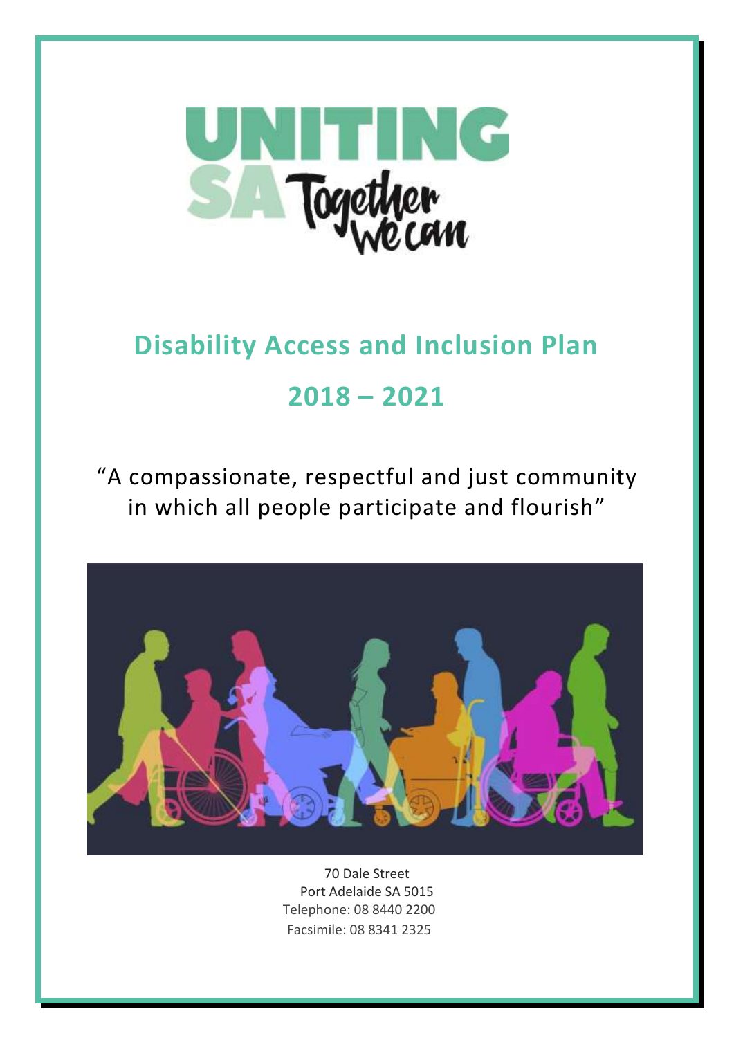UNITING SA Together we can

# Disability Access and Inclusion Plan

# 2018 – 2021

"A compassionate, respectful and just community in which all people participate and flourish"

70 Dale Street
Port Adelaide SA 5015
Telephone: 08 8440 2200
Facsimile: 08 8341 2325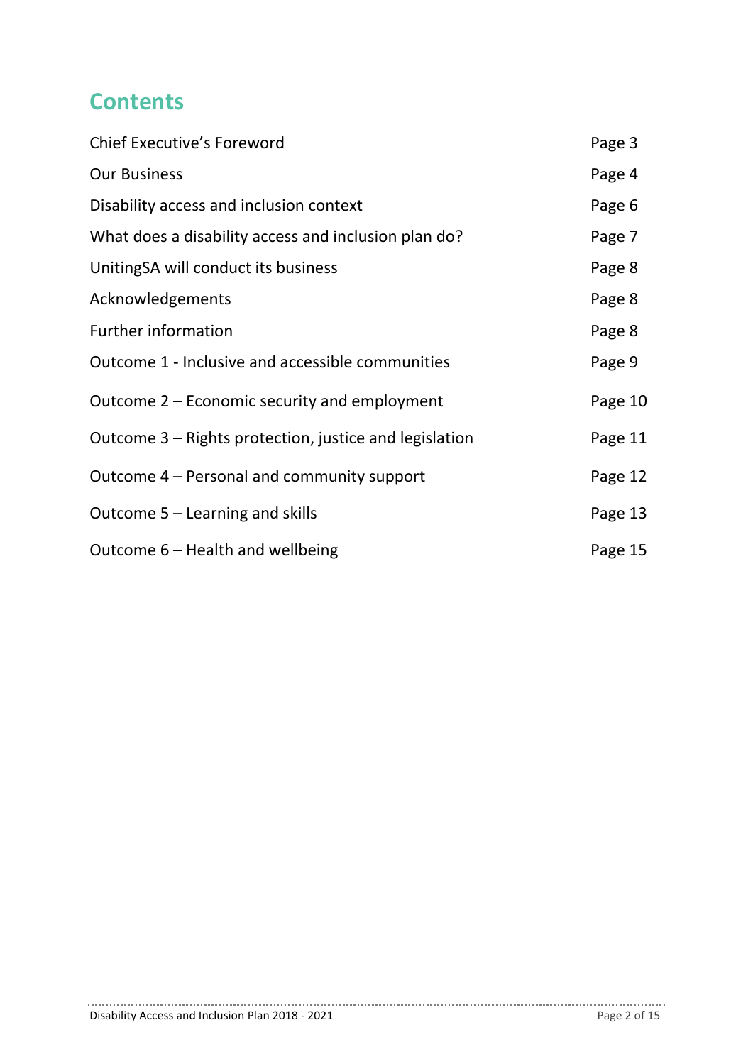## Contents

| | |
|---|---|
| Chief Executive's Foreword | Page 3 |
| Our Business | Page 4 |
| Disability access and inclusion context | Page 6 |
| What does a disability access and inclusion plan do? | Page 7 |
| UnitingSA will conduct its business | Page 8 |
| Acknowledgements | Page 8 |
| Further information | Page 8 |
| Outcome 1 - Inclusive and accessible communities | Page 9 |
| Outcome 2 – Economic security and employment | Page 10 |
| Outcome 3 – Rights protection, justice and legislation | Page 11 |
| Outcome 4 – Personal and community support | Page 12 |
| Outcome 5 – Learning and skills | Page 13 |
| Outcome 6 – Health and wellbeing | Page 15 |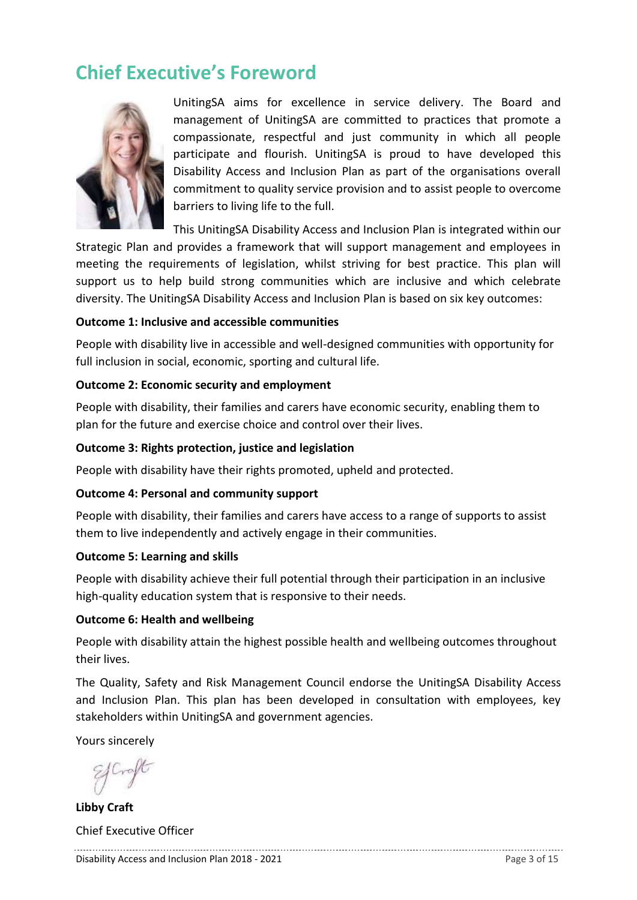# Chief Executive's Foreword

UnitingSA aims for excellence in service delivery. The Board and management of UnitingSA are committed to practices that promote a compassionate, respectful and just community in which all people participate and flourish. UnitingSA is proud to have developed this Disability Access and Inclusion Plan as part of the organisations overall commitment to quality service provision and to assist people to overcome barriers to living life to the full.

This UnitingSA Disability Access and Inclusion Plan is integrated within our Strategic Plan and provides a framework that will support management and employees in meeting the requirements of legislation, whilst striving for best practice. This plan will support us to help build strong communities which are inclusive and which celebrate diversity. The UnitingSA Disability Access and Inclusion Plan is based on six key outcomes:

**Outcome 1: Inclusive and accessible communities**

People with disability live in accessible and well-designed communities with opportunity for full inclusion in social, economic, sporting and cultural life.

**Outcome 2: Economic security and employment**

People with disability, their families and carers have economic security, enabling them to plan for the future and exercise choice and control over their lives.

**Outcome 3: Rights protection, justice and legislation**

People with disability have their rights promoted, upheld and protected.

**Outcome 4: Personal and community support**

People with disability, their families and carers have access to a range of supports to assist them to live independently and actively engage in their communities.

**Outcome 5: Learning and skills**

People with disability achieve their full potential through their participation in an inclusive high-quality education system that is responsive to their needs.

**Outcome 6: Health and wellbeing**

People with disability attain the highest possible health and wellbeing outcomes throughout their lives.

The Quality, Safety and Risk Management Council endorse the UnitingSA Disability Access and Inclusion Plan. This plan has been developed in consultation with employees, key stakeholders within UnitingSA and government agencies.

Yours sincerely

**Libby Craft**

Chief Executive Officer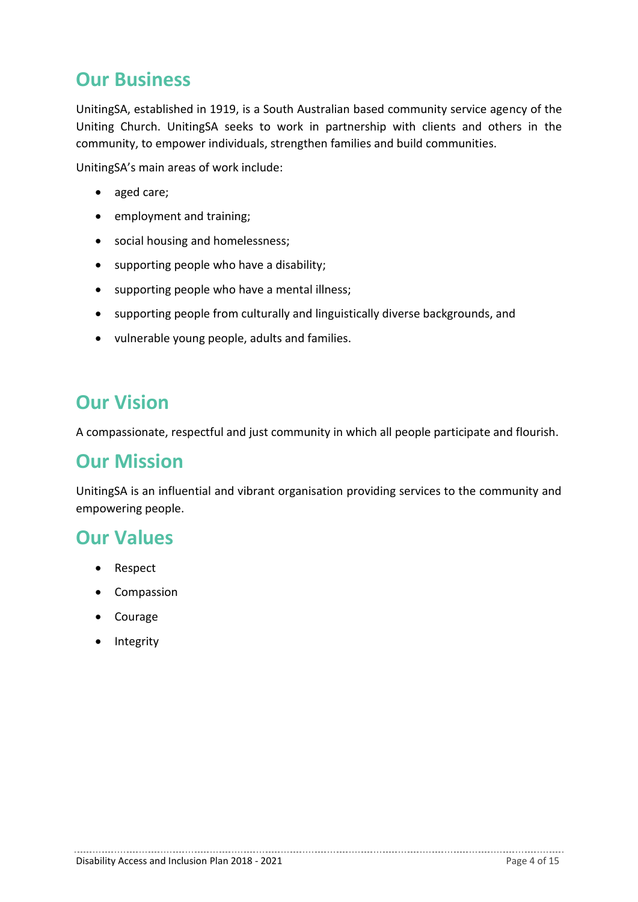## Our Business

UnitingSA, established in 1919, is a South Australian based community service agency of the Uniting Church. UnitingSA seeks to work in partnership with clients and others in the community, to empower individuals, strengthen families and build communities.

UnitingSA's main areas of work include:

- aged care;
- employment and training;
- social housing and homelessness;
- supporting people who have a disability;
- supporting people who have a mental illness;
- supporting people from culturally and linguistically diverse backgrounds, and
- vulnerable young people, adults and families.

## Our Vision

A compassionate, respectful and just community in which all people participate and flourish.

## Our Mission

UnitingSA is an influential and vibrant organisation providing services to the community and empowering people.

## Our Values

- Respect
- Compassion
- Courage
- Integrity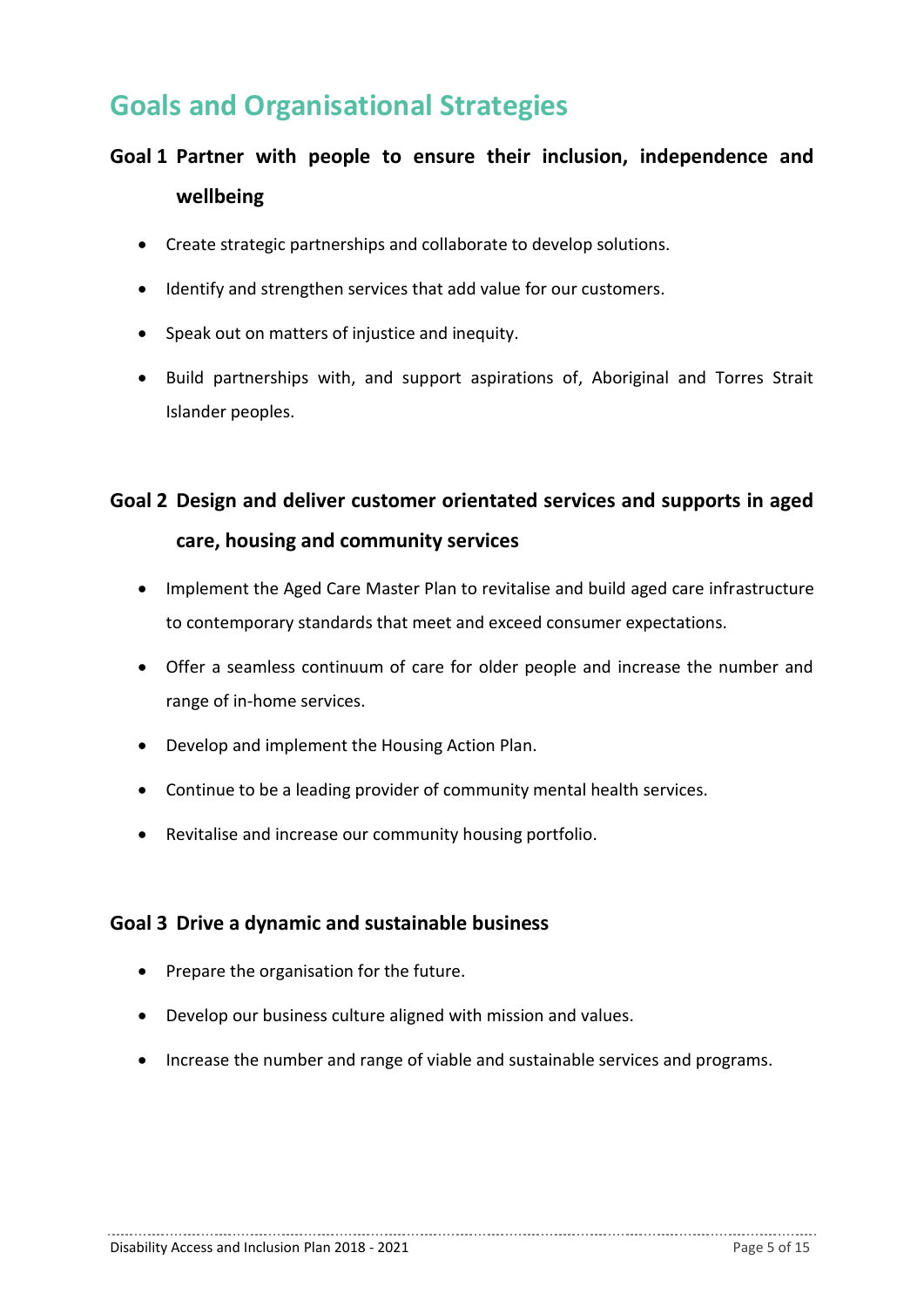# Goals and Organisational Strategies

## Goal 1 Partner with people to ensure their inclusion, independence and wellbeing

- Create strategic partnerships and collaborate to develop solutions.
- Identify and strengthen services that add value for our customers.
- Speak out on matters of injustice and inequity.
- Build partnerships with, and support aspirations of, Aboriginal and Torres Strait Islander peoples.

## Goal 2 Design and deliver customer orientated services and supports in aged care, housing and community services

- Implement the Aged Care Master Plan to revitalise and build aged care infrastructure to contemporary standards that meet and exceed consumer expectations.
- Offer a seamless continuum of care for older people and increase the number and range of in-home services.
- Develop and implement the Housing Action Plan.
- Continue to be a leading provider of community mental health services.
- Revitalise and increase our community housing portfolio.

## Goal 3 Drive a dynamic and sustainable business

- Prepare the organisation for the future.
- Develop our business culture aligned with mission and values.
- Increase the number and range of viable and sustainable services and programs.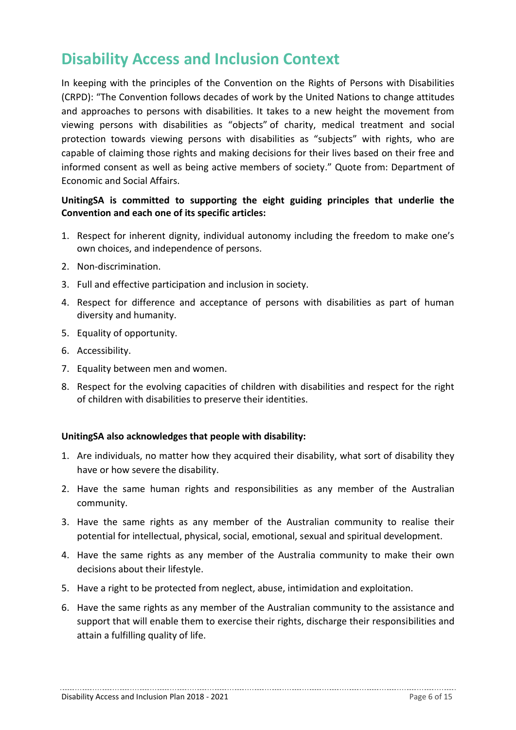# Disability Access and Inclusion Context

In keeping with the principles of the Convention on the Rights of Persons with Disabilities (CRPD): "The Convention follows decades of work by the United Nations to change attitudes and approaches to persons with disabilities. It takes to a new height the movement from viewing persons with disabilities as "objects" of charity, medical treatment and social protection towards viewing persons with disabilities as "subjects" with rights, who are capable of claiming those rights and making decisions for their lives based on their free and informed consent as well as being active members of society." Quote from: Department of Economic and Social Affairs.

**UnitingSA is committed to supporting the eight guiding principles that underlie the Convention and each one of its specific articles:**

1. Respect for inherent dignity, individual autonomy including the freedom to make one's own choices, and independence of persons.
2. Non-discrimination.
3. Full and effective participation and inclusion in society.
4. Respect for difference and acceptance of persons with disabilities as part of human diversity and humanity.
5. Equality of opportunity.
6. Accessibility.
7. Equality between men and women.
8. Respect for the evolving capacities of children with disabilities and respect for the right of children with disabilities to preserve their identities.

**UnitingSA also acknowledges that people with disability:**

1. Are individuals, no matter how they acquired their disability, what sort of disability they have or how severe the disability.
2. Have the same human rights and responsibilities as any member of the Australian community.
3. Have the same rights as any member of the Australian community to realise their potential for intellectual, physical, social, emotional, sexual and spiritual development.
4. Have the same rights as any member of the Australia community to make their own decisions about their lifestyle.
5. Have a right to be protected from neglect, abuse, intimidation and exploitation.
6. Have the same rights as any member of the Australian community to the assistance and support that will enable them to exercise their rights, discharge their responsibilities and attain a fulfilling quality of life.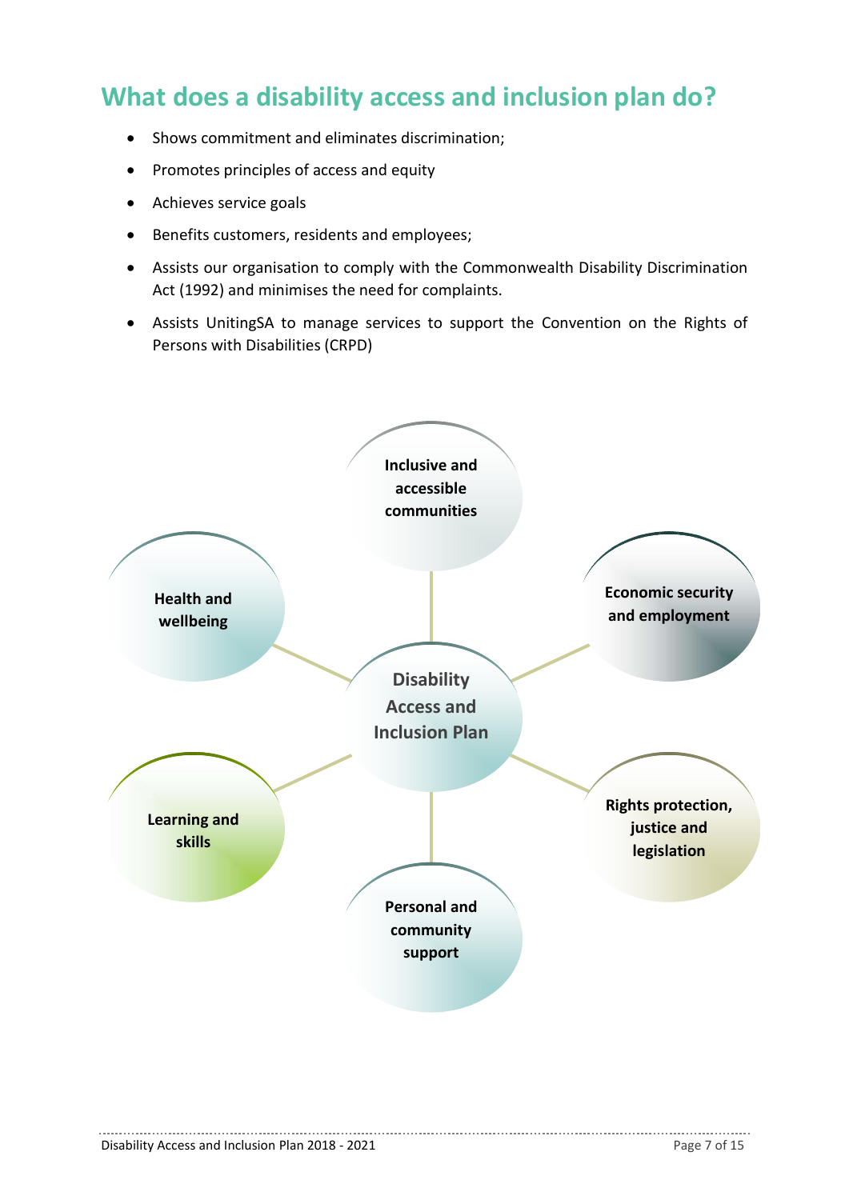## What does a disability access and inclusion plan do?

- Shows commitment and eliminates discrimination;
- Promotes principles of access and equity
- Achieves service goals
- Benefits customers, residents and employees;
- Assists our organisation to comply with the Commonwealth Disability Discrimination Act (1992) and minimises the need for complaints.
- Assists UnitingSA to manage services to support the Convention on the Rights of Persons with Disabilities (CRPD)

**Disability Access and Inclusion Plan**

- **Inclusive and accessible communities**
- **Economic security and employment**
- **Rights protection, justice and legislation**
- **Personal and community support**
- **Learning and skills**
- **Health and wellbeing**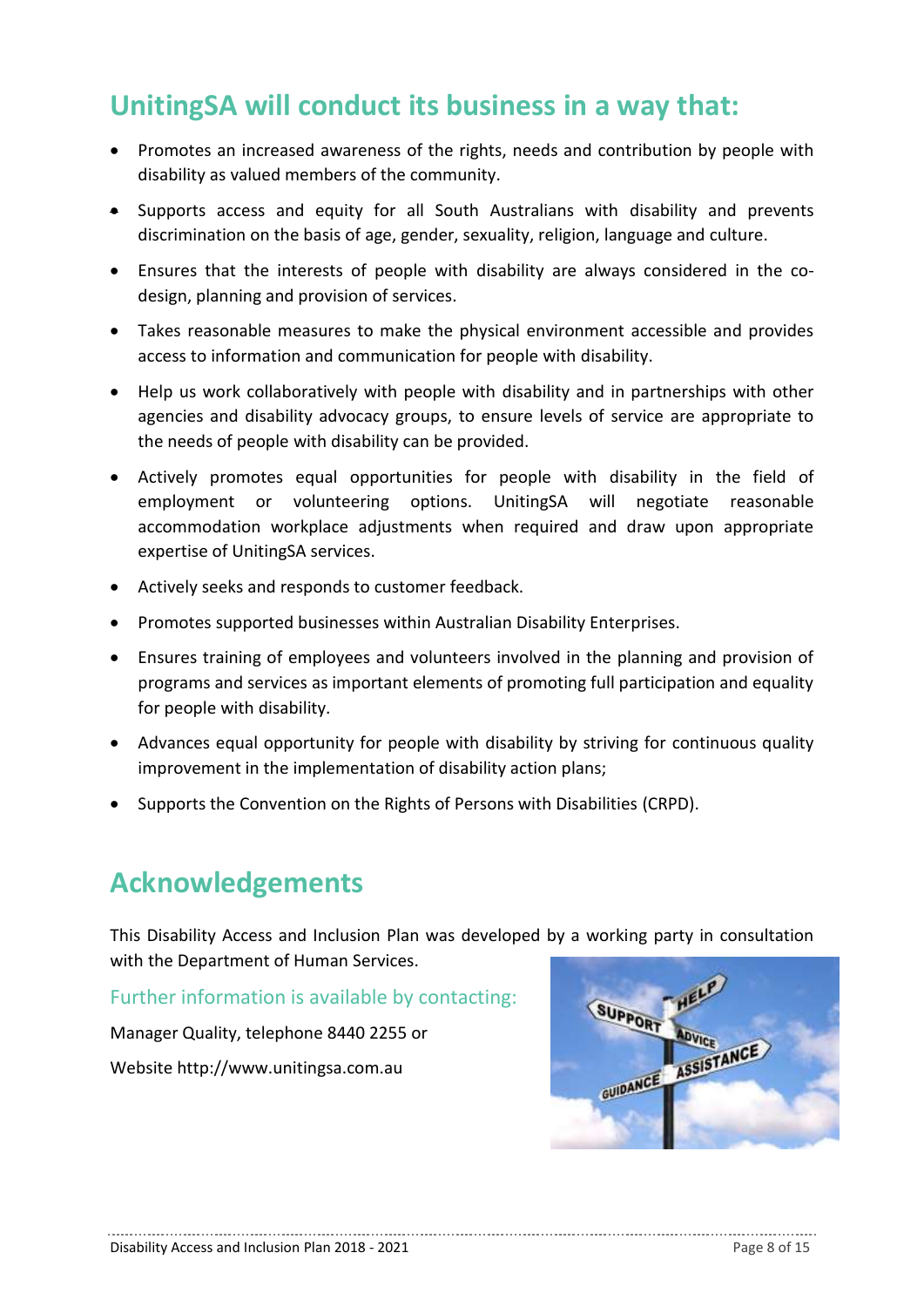## UnitingSA will conduct its business in a way that:

- Promotes an increased awareness of the rights, needs and contribution by people with disability as valued members of the community.
- Supports access and equity for all South Australians with disability and prevents discrimination on the basis of age, gender, sexuality, religion, language and culture.
- Ensures that the interests of people with disability are always considered in the co-design, planning and provision of services.
- Takes reasonable measures to make the physical environment accessible and provides access to information and communication for people with disability.
- Help us work collaboratively with people with disability and in partnerships with other agencies and disability advocacy groups, to ensure levels of service are appropriate to the needs of people with disability can be provided.
- Actively promotes equal opportunities for people with disability in the field of employment or volunteering options. UnitingSA will negotiate reasonable accommodation workplace adjustments when required and draw upon appropriate expertise of UnitingSA services.
- Actively seeks and responds to customer feedback.
- Promotes supported businesses within Australian Disability Enterprises.
- Ensures training of employees and volunteers involved in the planning and provision of programs and services as important elements of promoting full participation and equality for people with disability.
- Advances equal opportunity for people with disability by striving for continuous quality improvement in the implementation of disability action plans;
- Supports the Convention on the Rights of Persons with Disabilities (CRPD).

## Acknowledgements

This Disability Access and Inclusion Plan was developed by a working party in consultation with the Department of Human Services.

### Further information is available by contacting:

Manager Quality, telephone 8440 2255 or

Website http://www.unitingsa.com.au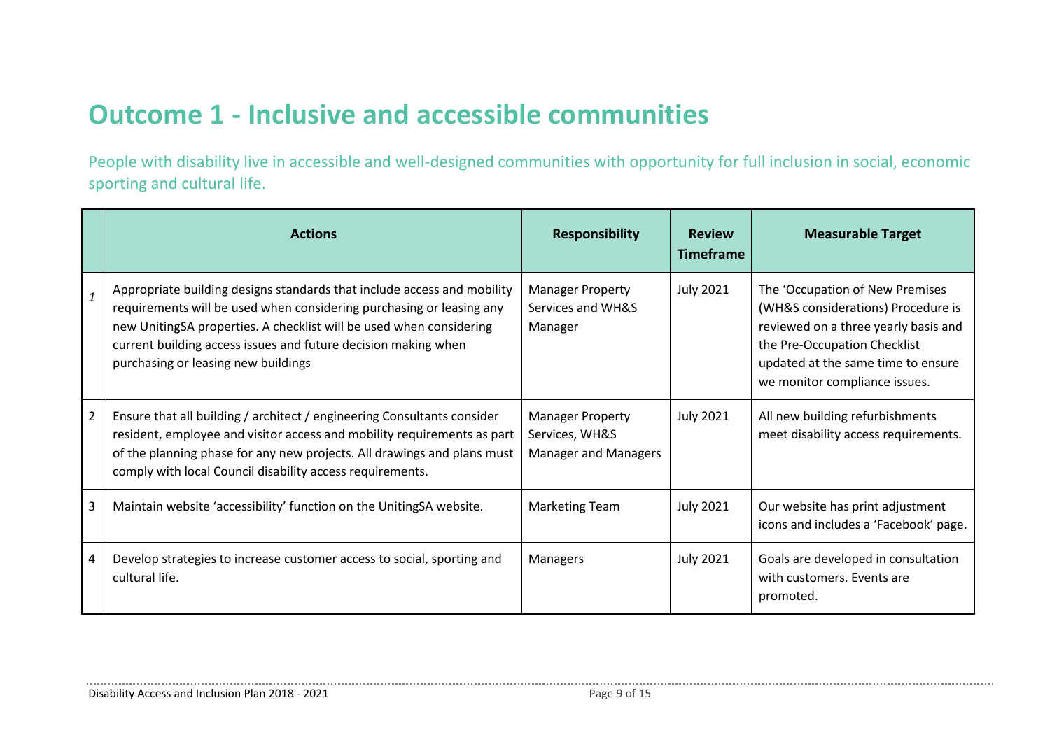# Outcome 1 - Inclusive and accessible communities

People with disability live in accessible and well-designed communities with opportunity for full inclusion in social, economic sporting and cultural life.

| | Actions | Responsibility | Review Timeframe | Measurable Target |
|---|---|---|---|---|
| *1* | Appropriate building designs standards that include access and mobility requirements will be used when considering purchasing or leasing any new UnitingSA properties. A checklist will be used when considering current building access issues and future decision making when purchasing or leasing new buildings | Manager Property Services and WH&S Manager | July 2021 | The 'Occupation of New Premises (WH&S considerations) Procedure is reviewed on a three yearly basis and the Pre-Occupation Checklist updated at the same time to ensure we monitor compliance issues. |
| 2 | Ensure that all building / architect / engineering Consultants consider resident, employee and visitor access and mobility requirements as part of the planning phase for any new projects. All drawings and plans must comply with local Council disability access requirements. | Manager Property Services, WH&S Manager and Managers | July 2021 | All new building refurbishments meet disability access requirements. |
| 3 | Maintain website 'accessibility' function on the UnitingSA website. | Marketing Team | July 2021 | Our website has print adjustment icons and includes a 'Facebook' page. |
| 4 | Develop strategies to increase customer access to social, sporting and cultural life. | Managers | July 2021 | Goals are developed in consultation with customers. Events are promoted. |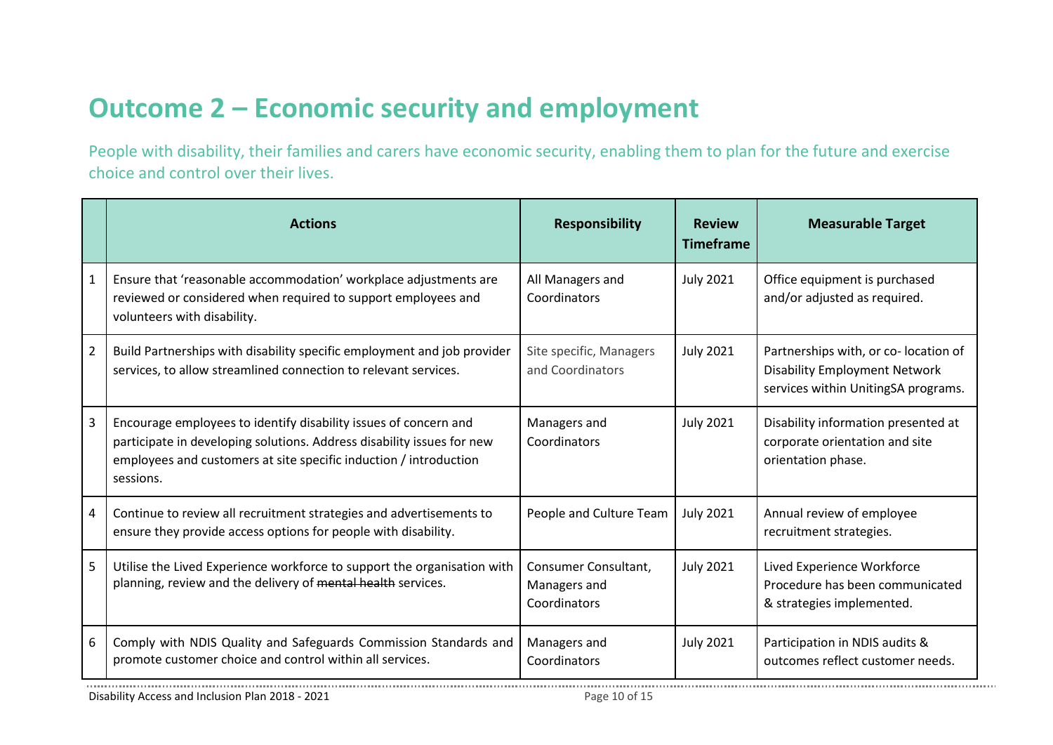# Outcome 2 – Economic security and employment

People with disability, their families and carers have economic security, enabling them to plan for the future and exercise choice and control over their lives.

| | Actions | Responsibility | Review Timeframe | Measurable Target |
|---|---|---|---|---|
| 1 | Ensure that 'reasonable accommodation' workplace adjustments are reviewed or considered when required to support employees and volunteers with disability. | All Managers and Coordinators | July 2021 | Office equipment is purchased and/or adjusted as required. |
| 2 | Build Partnerships with disability specific employment and job provider services, to allow streamlined connection to relevant services. | Site specific, Managers and Coordinators | July 2021 | Partnerships with, or co- location of Disability Employment Network services within UnitingSA programs. |
| 3 | Encourage employees to identify disability issues of concern and participate in developing solutions. Address disability issues for new employees and customers at site specific induction / introduction sessions. | Managers and Coordinators | July 2021 | Disability information presented at corporate orientation and site orientation phase. |
| 4 | Continue to review all recruitment strategies and advertisements to ensure they provide access options for people with disability. | People and Culture Team | July 2021 | Annual review of employee recruitment strategies. |
| 5 | Utilise the Lived Experience workforce to support the organisation with planning, review and the delivery of ~~mental health~~ services. | Consumer Consultant, Managers and Coordinators | July 2021 | Lived Experience Workforce Procedure has been communicated & strategies implemented. |
| 6 | Comply with NDIS Quality and Safeguards Commission Standards and promote customer choice and control within all services. | Managers and Coordinators | July 2021 | Participation in NDIS audits & outcomes reflect customer needs. |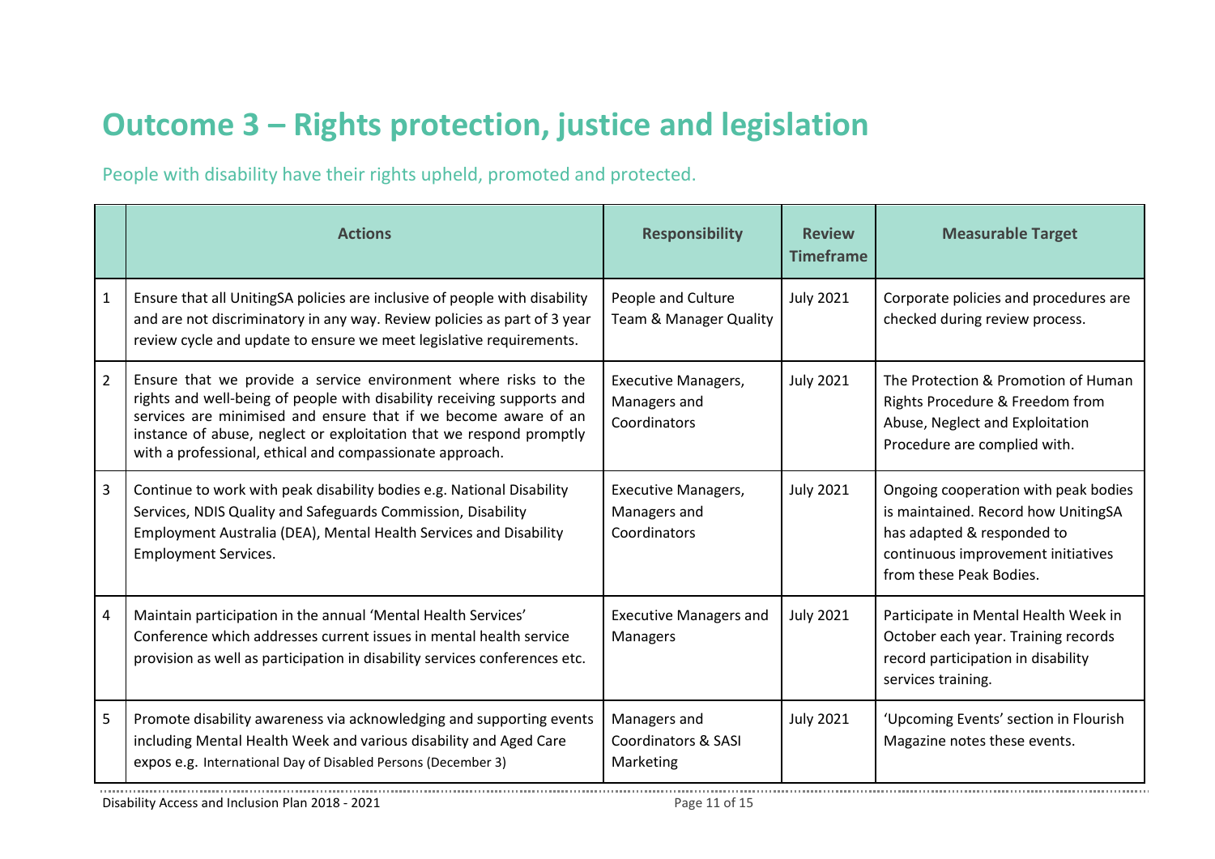# Outcome 3 – Rights protection, justice and legislation

People with disability have their rights upheld, promoted and protected.

| | Actions | Responsibility | Review Timeframe | Measurable Target |
|---|---|---|---|---|
| 1 | Ensure that all UnitingSA policies are inclusive of people with disability and are not discriminatory in any way. Review policies as part of 3 year review cycle and update to ensure we meet legislative requirements. | People and Culture Team & Manager Quality | July 2021 | Corporate policies and procedures are checked during review process. |
| 2 | Ensure that we provide a service environment where risks to the rights and well-being of people with disability receiving supports and services are minimised and ensure that if we become aware of an instance of abuse, neglect or exploitation that we respond promptly with a professional, ethical and compassionate approach. | Executive Managers, Managers and Coordinators | July 2021 | The Protection & Promotion of Human Rights Procedure & Freedom from Abuse, Neglect and Exploitation Procedure are complied with. |
| 3 | Continue to work with peak disability bodies e.g. National Disability Services, NDIS Quality and Safeguards Commission, Disability Employment Australia (DEA), Mental Health Services and Disability Employment Services. | Executive Managers, Managers and Coordinators | July 2021 | Ongoing cooperation with peak bodies is maintained. Record how UnitingSA has adapted & responded to continuous improvement initiatives from these Peak Bodies. |
| 4 | Maintain participation in the annual 'Mental Health Services' Conference which addresses current issues in mental health service provision as well as participation in disability services conferences etc. | Executive Managers and Managers | July 2021 | Participate in Mental Health Week in October each year. Training records record participation in disability services training. |
| 5 | Promote disability awareness via acknowledging and supporting events including Mental Health Week and various disability and Aged Care expos e.g. International Day of Disabled Persons (December 3) | Managers and Coordinators & SASI Marketing | July 2021 | 'Upcoming Events' section in Flourish Magazine notes these events. |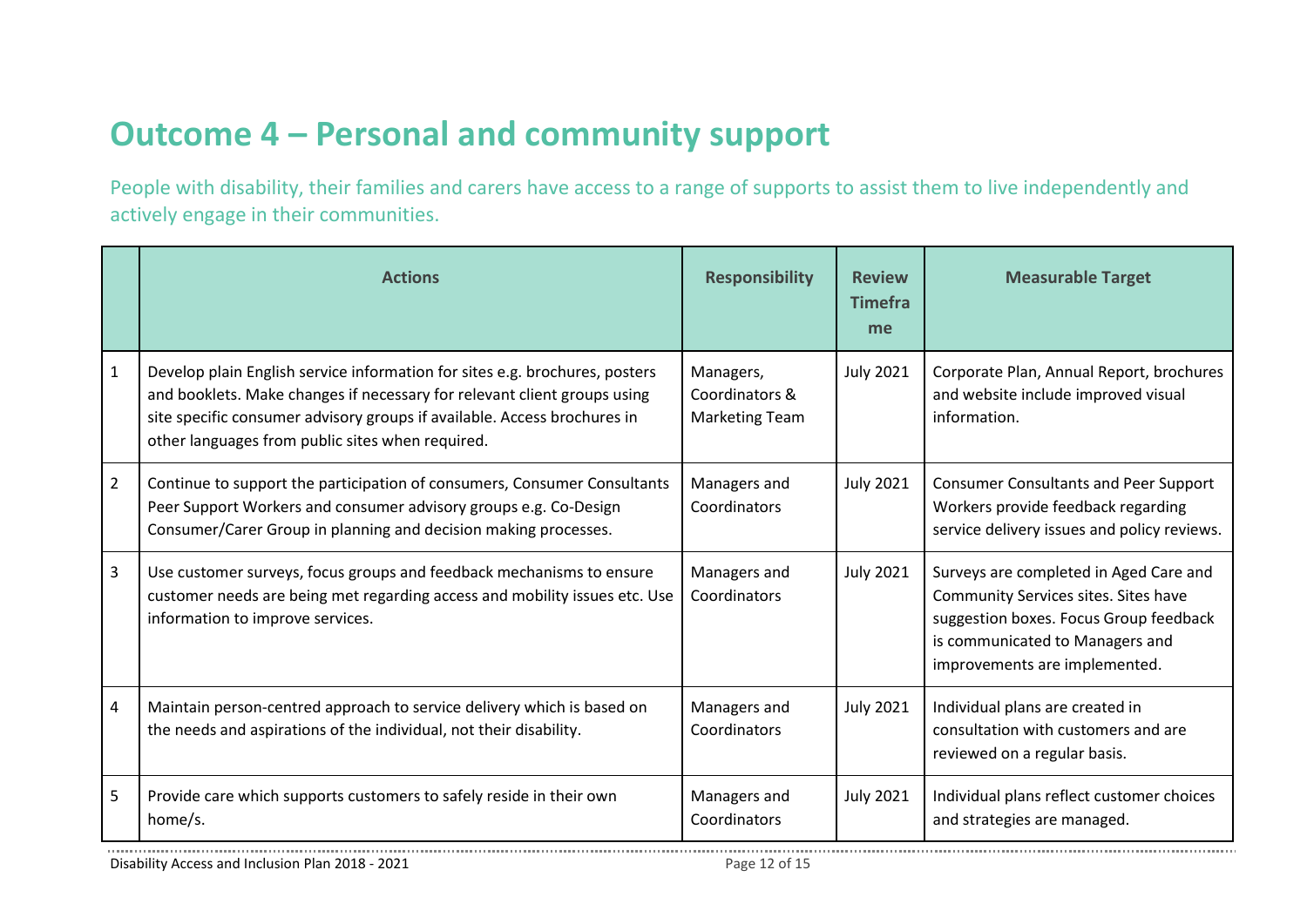# Outcome 4 – Personal and community support

People with disability, their families and carers have access to a range of supports to assist them to live independently and actively engage in their communities.

| | Actions | Responsibility | Review Timeframe | Measurable Target |
|---|---|---|---|---|
| 1 | Develop plain English service information for sites e.g. brochures, posters and booklets. Make changes if necessary for relevant client groups using site specific consumer advisory groups if available. Access brochures in other languages from public sites when required. | Managers, Coordinators & Marketing Team | July 2021 | Corporate Plan, Annual Report, brochures and website include improved visual information. |
| 2 | Continue to support the participation of consumers, Consumer Consultants Peer Support Workers and consumer advisory groups e.g. Co-Design Consumer/Carer Group in planning and decision making processes. | Managers and Coordinators | July 2021 | Consumer Consultants and Peer Support Workers provide feedback regarding service delivery issues and policy reviews. |
| 3 | Use customer surveys, focus groups and feedback mechanisms to ensure customer needs are being met regarding access and mobility issues etc. Use information to improve services. | Managers and Coordinators | July 2021 | Surveys are completed in Aged Care and Community Services sites. Sites have suggestion boxes. Focus Group feedback is communicated to Managers and improvements are implemented. |
| 4 | Maintain person-centred approach to service delivery which is based on the needs and aspirations of the individual, not their disability. | Managers and Coordinators | July 2021 | Individual plans are created in consultation with customers and are reviewed on a regular basis. |
| 5 | Provide care which supports customers to safely reside in their own home/s. | Managers and Coordinators | July 2021 | Individual plans reflect customer choices and strategies are managed. |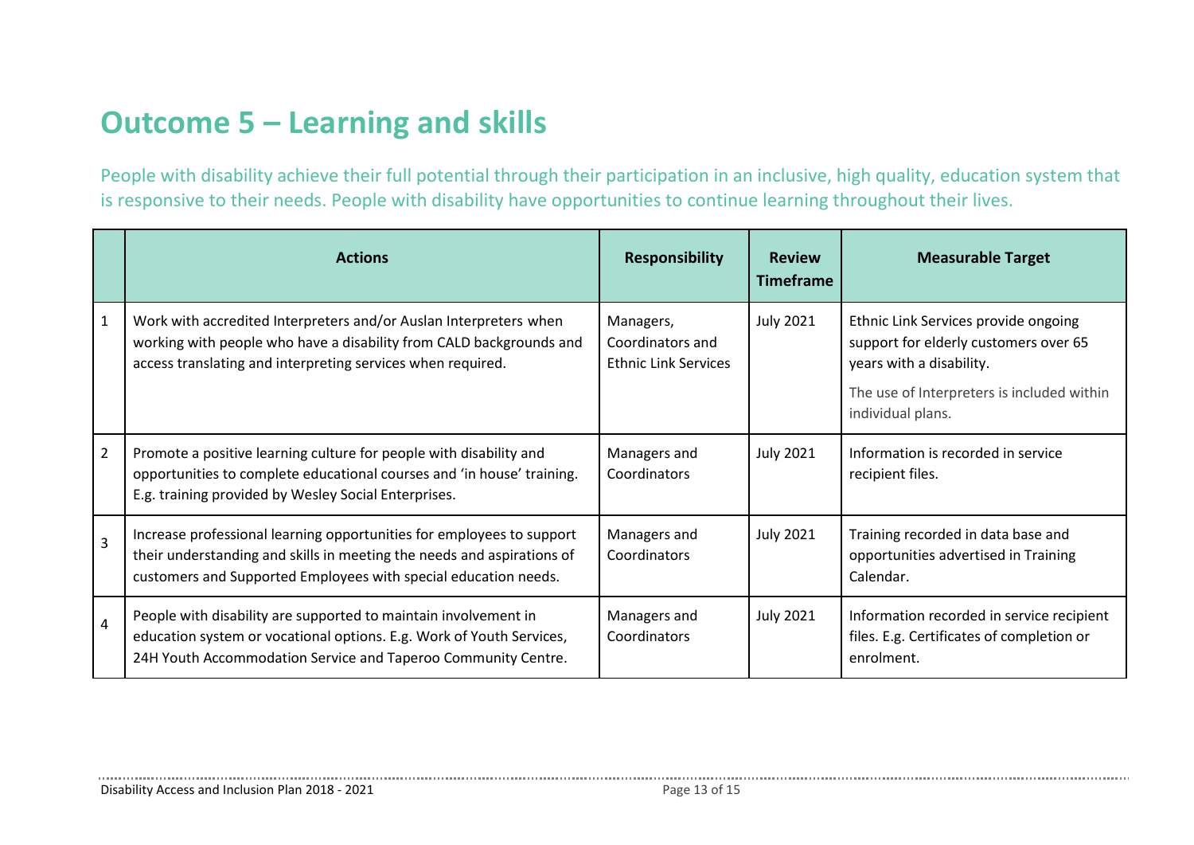# Outcome 5 – Learning and skills

People with disability achieve their full potential through their participation in an inclusive, high quality, education system that is responsive to their needs. People with disability have opportunities to continue learning throughout their lives.

| | Actions | Responsibility | Review Timeframe | Measurable Target |
|---|---|---|---|---|
| 1 | Work with accredited Interpreters and/or Auslan Interpreters when working with people who have a disability from CALD backgrounds and access translating and interpreting services when required. | Managers, Coordinators and Ethnic Link Services | July 2021 | Ethnic Link Services provide ongoing support for elderly customers over 65 years with a disability.<br><br>The use of Interpreters is included within individual plans. |
| 2 | Promote a positive learning culture for people with disability and opportunities to complete educational courses and 'in house' training. E.g. training provided by Wesley Social Enterprises. | Managers and Coordinators | July 2021 | Information is recorded in service recipient files. |
| 3 | Increase professional learning opportunities for employees to support their understanding and skills in meeting the needs and aspirations of customers and Supported Employees with special education needs. | Managers and Coordinators | July 2021 | Training recorded in data base and opportunities advertised in Training Calendar. |
| 4 | People with disability are supported to maintain involvement in education system or vocational options. E.g. Work of Youth Services, 24H Youth Accommodation Service and Taperoo Community Centre. | Managers and Coordinators | July 2021 | Information recorded in service recipient files. E.g. Certificates of completion or enrolment. |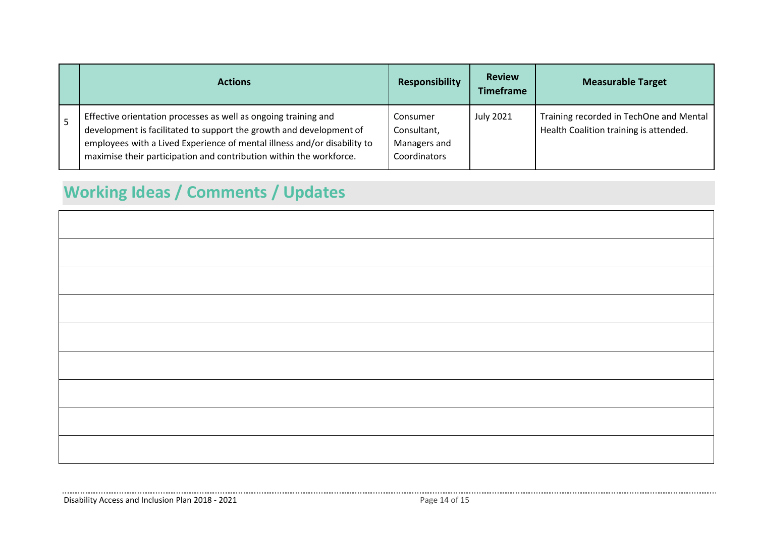| | Actions | Responsibility | Review Timeframe | Measurable Target |
|---|---|---|---|---|
| 5 | Effective orientation processes as well as ongoing training and development is facilitated to support the growth and development of employees with a Lived Experience of mental illness and/or disability to maximise their participation and contribution within the workforce. | Consumer Consultant, Managers and Coordinators | July 2021 | Training recorded in TechOne and Mental Health Coalition training is attended. |

## Working Ideas / Comments / Updates

| |
|---|
| |
| |
| |
| |
| |
| |
| |
| |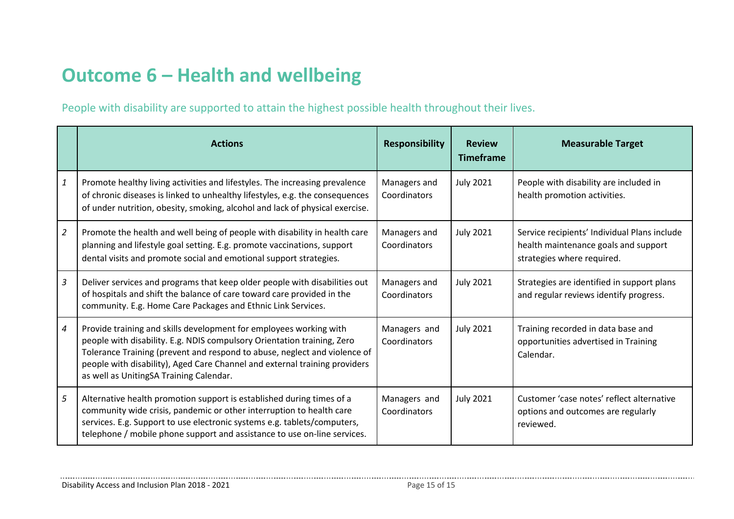# Outcome 6 – Health and wellbeing

People with disability are supported to attain the highest possible health throughout their lives.

| | Actions | Responsibility | Review Timeframe | Measurable Target |
|---|---|---|---|---|
| *1* | Promote healthy living activities and lifestyles. The increasing prevalence of chronic diseases is linked to unhealthy lifestyles, e.g. the consequences of under nutrition, obesity, smoking, alcohol and lack of physical exercise. | Managers and Coordinators | July 2021 | People with disability are included in health promotion activities. |
| *2* | Promote the health and well being of people with disability in health care planning and lifestyle goal setting. E.g. promote vaccinations, support dental visits and promote social and emotional support strategies. | Managers and Coordinators | July 2021 | Service recipients' Individual Plans include health maintenance goals and support strategies where required. |
| *3* | Deliver services and programs that keep older people with disabilities out of hospitals and shift the balance of care toward care provided in the community. E.g. Home Care Packages and Ethnic Link Services. | Managers and Coordinators | July 2021 | Strategies are identified in support plans and regular reviews identify progress. |
| *4* | Provide training and skills development for employees working with people with disability. E.g. NDIS compulsory Orientation training, Zero Tolerance Training (prevent and respond to abuse, neglect and violence of people with disability), Aged Care Channel and external training providers as well as UnitingSA Training Calendar. | Managers and Coordinators | July 2021 | Training recorded in data base and opportunities advertised in Training Calendar. |
| *5* | Alternative health promotion support is established during times of a community wide crisis, pandemic or other interruption to health care services. E.g. Support to use electronic systems e.g. tablets/computers, telephone / mobile phone support and assistance to use on-line services. | Managers and Coordinators | July 2021 | Customer 'case notes' reflect alternative options and outcomes are regularly reviewed. |